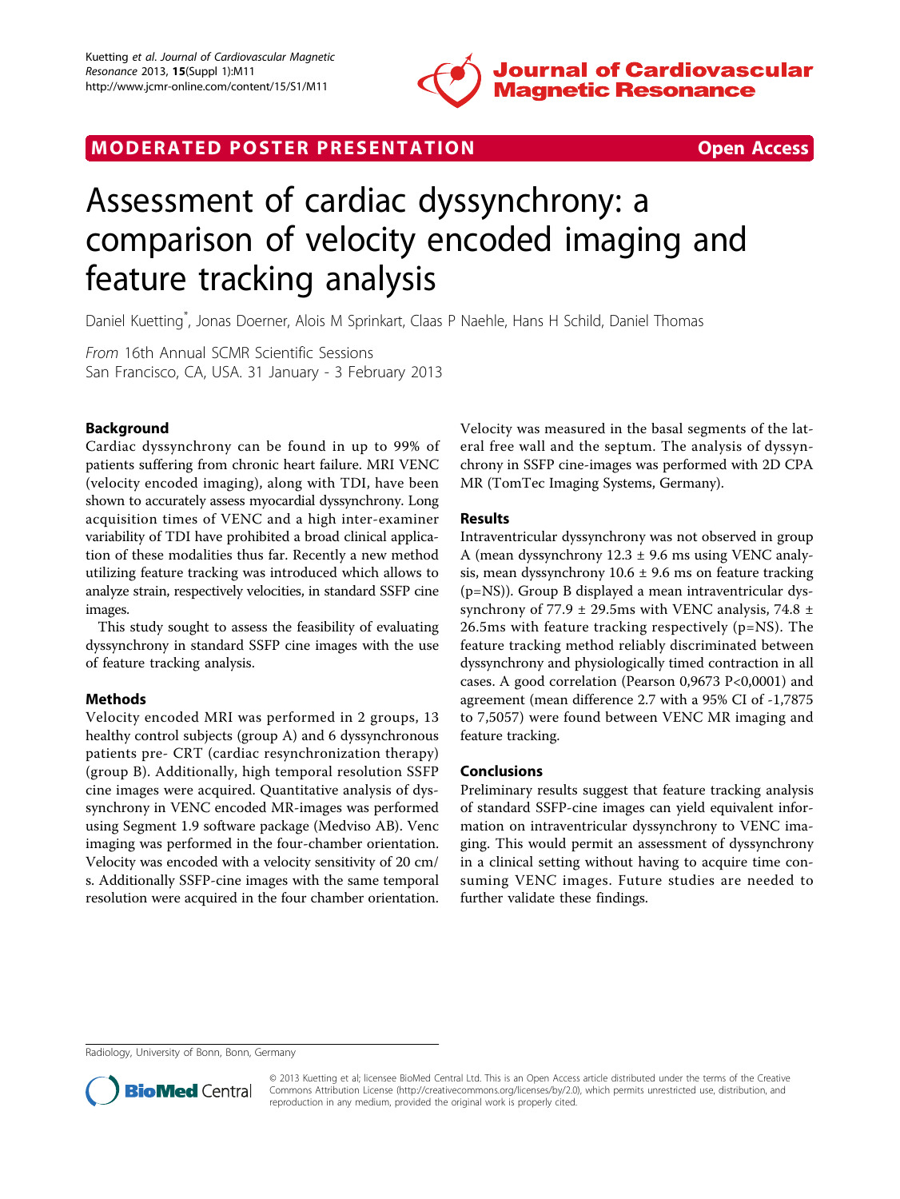MODERATED POSTER PRESENTATION — Open Access

# Assessment of cardiac dyssynchrony: a comparison of velocity encoded imaging and feature tracking analysis

Daniel Kuetting*, Jonas Doerner, Alois M Sprinkart, Claas P Naehle, Hans H Schild, Daniel Thomas

*From* 16th Annual SCMR Scientific Sessions
San Francisco, CA, USA. 31 January - 3 February 2013

## Background

Cardiac dyssynchrony can be found in up to 99% of patients suffering from chronic heart failure. MRI VENC (velocity encoded imaging), along with TDI, have been shown to accurately assess myocardial dyssynchrony. Long acquisition times of VENC and a high inter-examiner variability of TDI have prohibited a broad clinical application of these modalities thus far. Recently a new method utilizing feature tracking was introduced which allows to analyze strain, respectively velocities, in standard SSFP cine images.

This study sought to assess the feasibility of evaluating dyssynchrony in standard SSFP cine images with the use of feature tracking analysis.

## Methods

Velocity encoded MRI was performed in 2 groups, 13 healthy control subjects (group A) and 6 dyssynchronous patients pre- CRT (cardiac resynchronization therapy) (group B). Additionally, high temporal resolution SSFP cine images were acquired. Quantitative analysis of dyssynchrony in VENC encoded MR-images was performed using Segment 1.9 software package (Medviso AB). Venc imaging was performed in the four-chamber orientation. Velocity was encoded with a velocity sensitivity of 20 cm/s. Additionally SSFP-cine images with the same temporal resolution were acquired in the four chamber orientation. Velocity was measured in the basal segments of the lateral free wall and the septum. The analysis of dyssynchrony in SSFP cine-images was performed with 2D CPA MR (TomTec Imaging Systems, Germany).

## Results

Intraventricular dyssynchrony was not observed in group A (mean dyssynchrony 12.3 ± 9.6 ms using VENC analysis, mean dyssynchrony 10.6 ± 9.6 ms on feature tracking (p=NS)). Group B displayed a mean intraventricular dyssynchrony of 77.9 ± 29.5ms with VENC analysis, 74.8 ± 26.5ms with feature tracking respectively (p=NS). The feature tracking method reliably discriminated between dyssynchrony and physiologically timed contraction in all cases. A good correlation (Pearson 0,9673 P<0,0001) and agreement (mean difference 2.7 with a 95% CI of -1,7875 to 7,5057) were found between VENC MR imaging and feature tracking.

## Conclusions

Preliminary results suggest that feature tracking analysis of standard SSFP-cine images can yield equivalent information on intraventricular dyssynchrony to VENC imaging. This would permit an assessment of dyssynchrony in a clinical setting without having to acquire time consuming VENC images. Future studies are needed to further validate these findings.

Radiology, University of Bonn, Bonn, Germany

© 2013 Kuetting et al; licensee BioMed Central Ltd. This is an Open Access article distributed under the terms of the Creative Commons Attribution License (http://creativecommons.org/licenses/by/2.0), which permits unrestricted use, distribution, and reproduction in any medium, provided the original work is properly cited.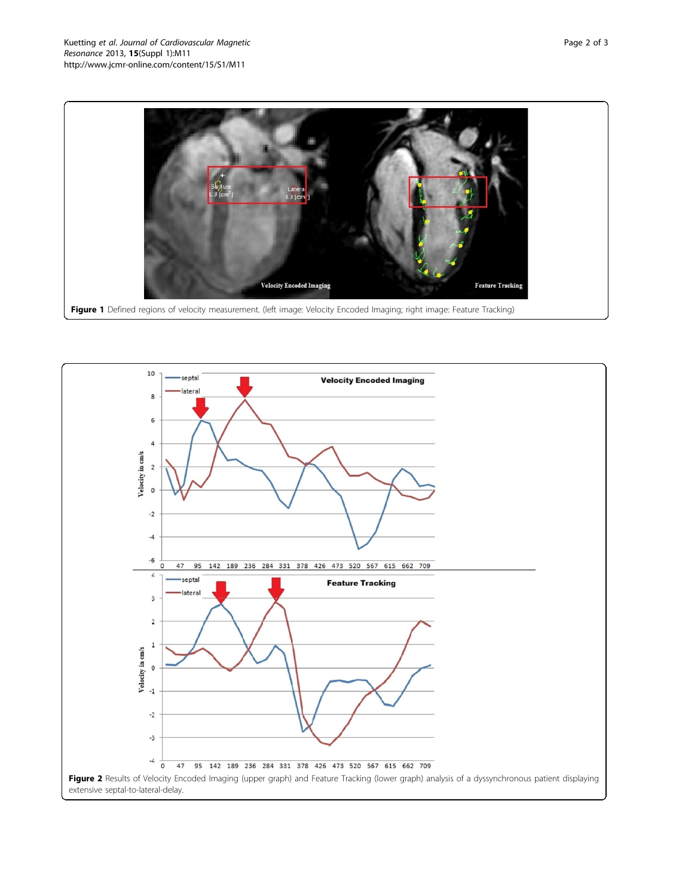Figure 1 Defined regions of velocity measurement. (left image: Velocity Encoded Imaging; right image: Feature Tracking)

Figure 2 Results of Velocity Encoded Imaging (upper graph) and Feature Tracking (lower graph) analysis of a dyssynchronous patient displaying extensive septal-to-lateral-delay.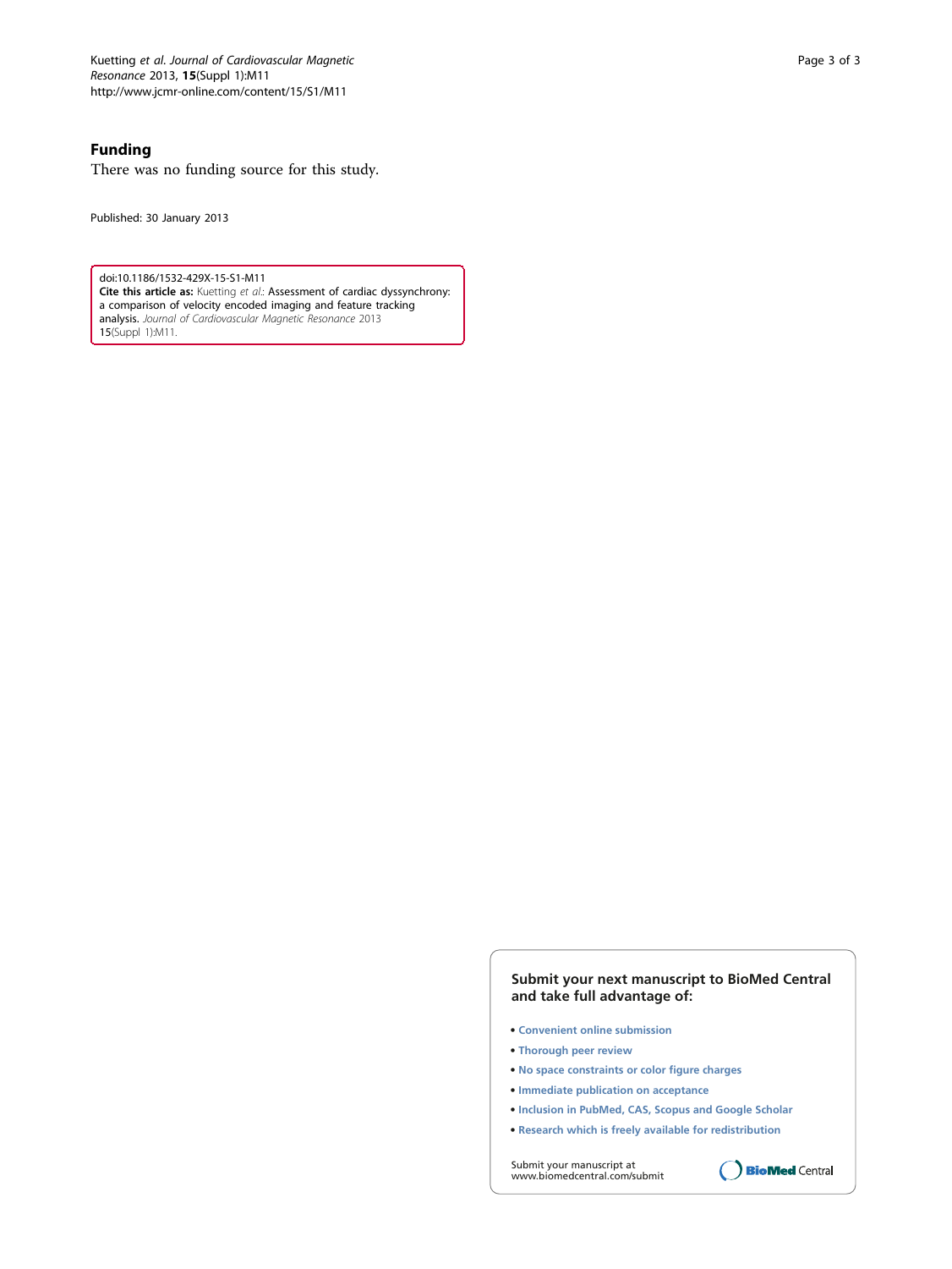## Funding

There was no funding source for this study.

Published: 30 January 2013

doi:10.1186/1532-429X-15-S1-M11
**Cite this article as:** Kuetting *et al.*: Assessment of cardiac dyssynchrony: a comparison of velocity encoded imaging and feature tracking analysis. *Journal of Cardiovascular Magnetic Resonance* 2013 **15**(Suppl 1):M11.

**Submit your next manuscript to BioMed Central and take full advantage of:**

- **Convenient online submission**
- **Thorough peer review**
- **No space constraints or color figure charges**
- **Immediate publication on acceptance**
- **Inclusion in PubMed, CAS, Scopus and Google Scholar**
- **Research which is freely available for redistribution**

Submit your manuscript at
www.biomedcentral.com/submit

BioMed Central